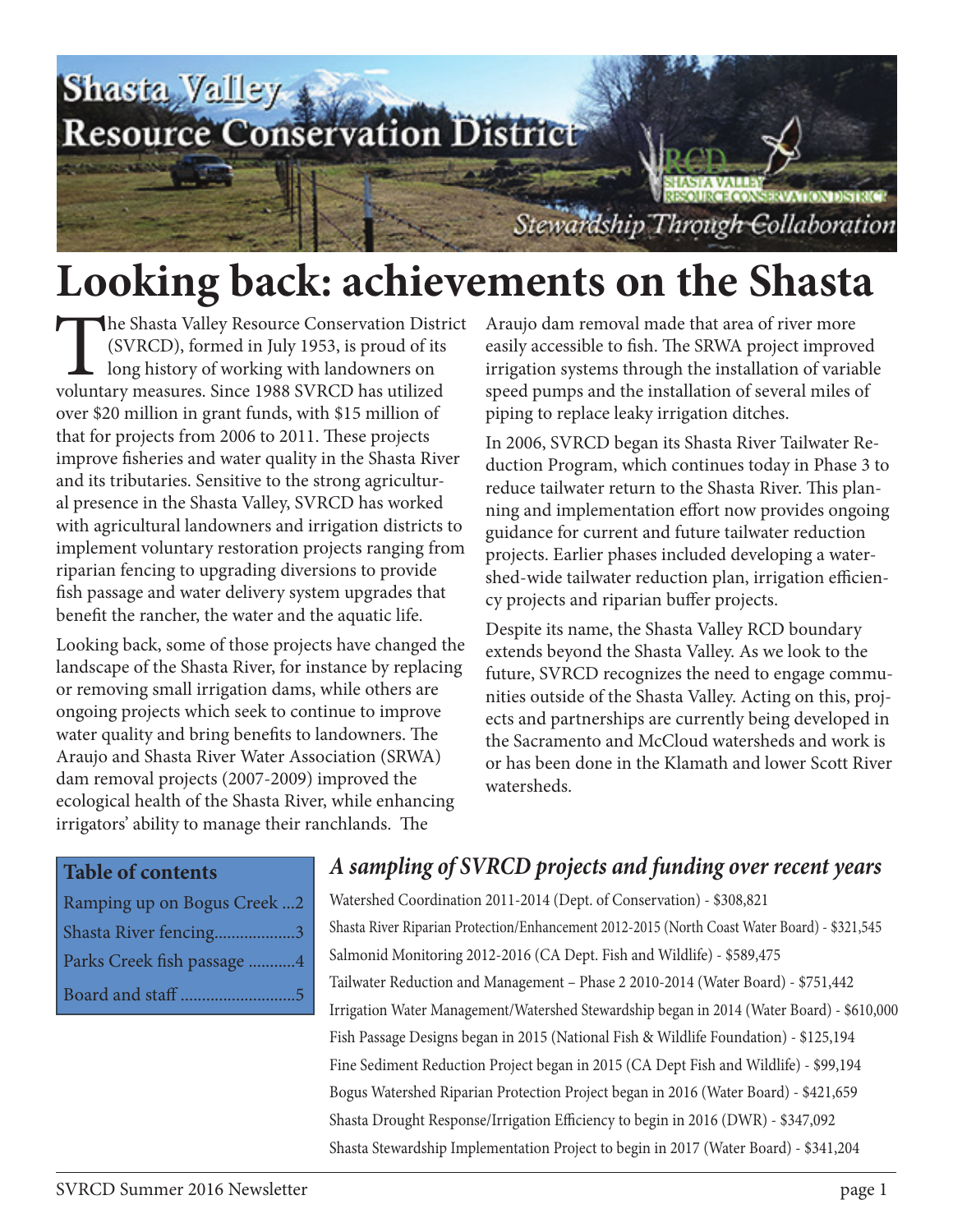# Shasta Valley Resource Conservation District

*Stewardship Through Collaboration*

# Looking back: achievements on the Shasta

The Shasta Valley Resource Conservation District (SVRCD), formed in July 1953, is proud of its long history of working with landowners on voluntary measures. Since 1988 SVRCD has utilized over $20 million in grant funds, with $15 million of that for projects from 2006 to 2011. These projects improve fisheries and water quality in the Shasta River and its tributaries. Sensitive to the strong agricultural presence in the Shasta Valley, SVRCD has worked with agricultural landowners and irrigation districts to implement voluntary restoration projects ranging from riparian fencing to upgrading diversions to provide fish passage and water delivery system upgrades that benefit the rancher, the water and the aquatic life.

Looking back, some of those projects have changed the landscape of the Shasta River, for instance by replacing or removing small irrigation dams, while others are ongoing projects which seek to continue to improve water quality and bring benefits to landowners. The Araujo and Shasta River Water Association (SRWA) dam removal projects (2007-2009) improved the ecological health of the Shasta River, while enhancing irrigators' ability to manage their ranchlands. The Araujo dam removal made that area of river more easily accessible to fish. The SRWA project improved irrigation systems through the installation of variable speed pumps and the installation of several miles of piping to replace leaky irrigation ditches.

In 2006, SVRCD began its Shasta River Tailwater Reduction Program, which continues today in Phase 3 to reduce tailwater return to the Shasta River. This planning and implementation effort now provides ongoing guidance for current and future tailwater reduction projects. Earlier phases included developing a watershed-wide tailwater reduction plan, irrigation efficiency projects and riparian buffer projects.

Despite its name, the Shasta Valley RCD boundary extends beyond the Shasta Valley. As we look to the future, SVRCD recognizes the need to engage communities outside of the Shasta Valley. Acting on this, projects and partnerships are currently being developed in the Sacramento and McCloud watersheds and work is or has been done in the Klamath and lower Scott River watersheds.

**Table of contents**

- Ramping up on Bogus Creek ...2
- Shasta River fencing...................3
- Parks Creek fish passage ...........4
- Board and staff ...........................5

### *A sampling of SVRCD projects and funding over recent years*

Watershed Coordination 2011-2014 (Dept. of Conservation) - $308,821

Shasta River Riparian Protection/Enhancement 2012-2015 (North Coast Water Board) - $321,545

Salmonid Monitoring 2012-2016 (CA Dept. Fish and Wildlife) - $589,475

Tailwater Reduction and Management – Phase 2 2010-2014 (Water Board) - $751,442

Irrigation Water Management/Watershed Stewardship began in 2014 (Water Board) - $610,000

Fish Passage Designs began in 2015 (National Fish & Wildlife Foundation) - $125,194

Fine Sediment Reduction Project began in 2015 (CA Dept Fish and Wildlife) - $99,194

Bogus Watershed Riparian Protection Project began in 2016 (Water Board) - $421,659

Shasta Drought Response/Irrigation Efficiency to begin in 2016 (DWR) - $347,092

Shasta Stewardship Implementation Project to begin in 2017 (Water Board) - $341,204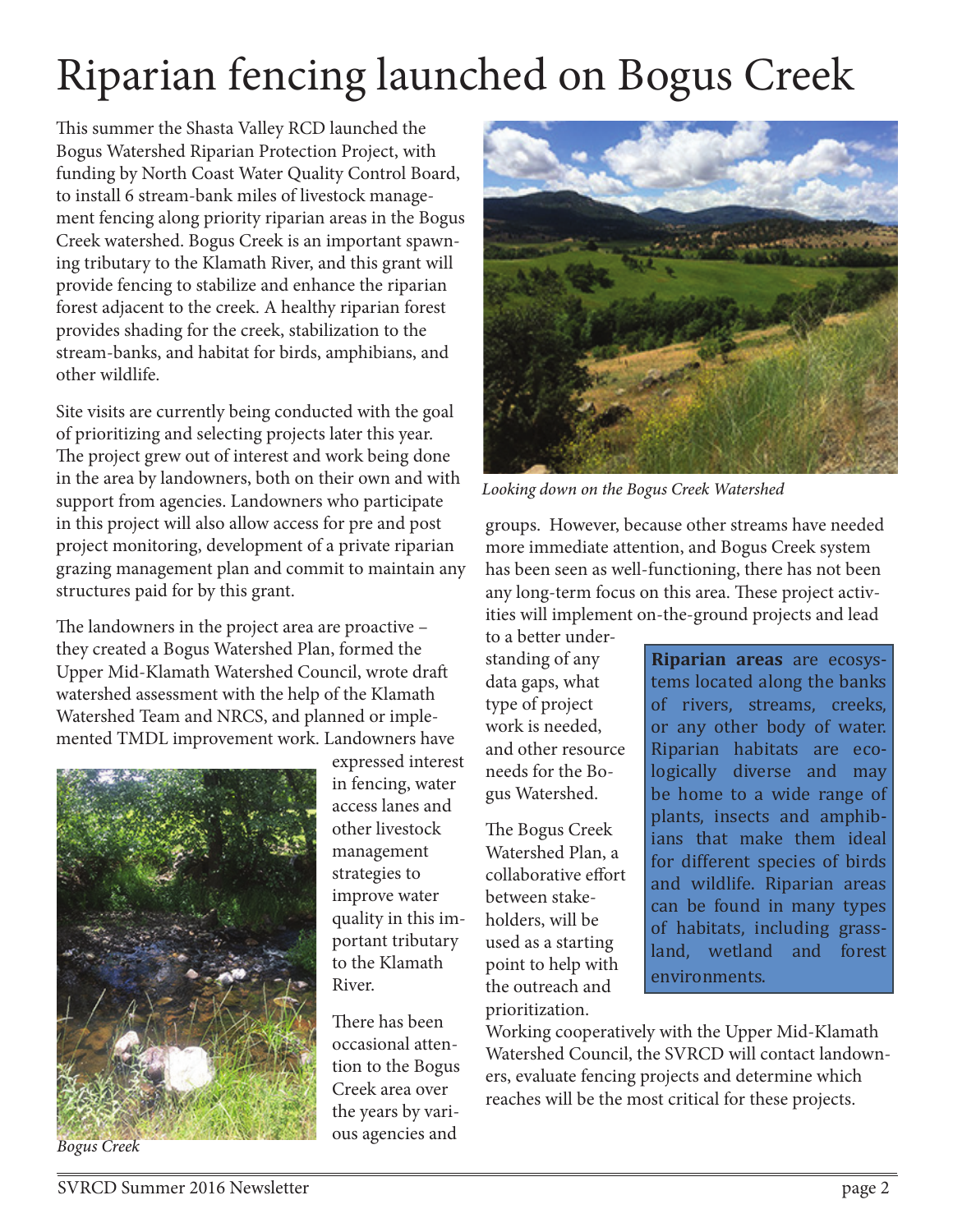# Riparian fencing launched on Bogus Creek

This summer the Shasta Valley RCD launched the Bogus Watershed Riparian Protection Project, with funding by North Coast Water Quality Control Board, to install 6 stream-bank miles of livestock management fencing along priority riparian areas in the Bogus Creek watershed. Bogus Creek is an important spawning tributary to the Klamath River, and this grant will provide fencing to stabilize and enhance the riparian forest adjacent to the creek. A healthy riparian forest provides shading for the creek, stabilization to the stream-banks, and habitat for birds, amphibians, and other wildlife.

Site visits are currently being conducted with the goal of prioritizing and selecting projects later this year. The project grew out of interest and work being done in the area by landowners, both on their own and with support from agencies. Landowners who participate in this project will also allow access for pre and post project monitoring, development of a private riparian grazing management plan and commit to maintain any structures paid for by this grant.

The landowners in the project area are proactive – they created a Bogus Watershed Plan, formed the Upper Mid-Klamath Watershed Council, wrote draft watershed assessment with the help of the Klamath Watershed Team and NRCS, and planned or implemented TMDL improvement work. Landowners have expressed interest in fencing, water access lanes and other livestock management strategies to improve water quality in this important tributary to the Klamath River.

*Bogus Creek*

There has been occasional attention to the Bogus Creek area over the years by various agencies and groups. However, because other streams have needed more immediate attention, and Bogus Creek system has been seen as well-functioning, there has not been any long-term focus on this area. These project activities will implement on-the-ground projects and lead to a better understanding of any data gaps, what type of project work is needed, and other resource needs for the Bogus Watershed.

*Looking down on the Bogus Creek Watershed*

The Bogus Creek Watershed Plan, a collaborative effort between stakeholders, will be used as a starting point to help with the outreach and prioritization.

Working cooperatively with the Upper Mid-Klamath Watershed Council, the SVRCD will contact landowners, evaluate fencing projects and determine which reaches will be the most critical for these projects.

**Riparian areas** are ecosystems located along the banks of rivers, streams, creeks, or any other body of water. Riparian habitats are ecologically diverse and may be home to a wide range of plants, insects and amphibians that make them ideal for different species of birds and wildlife. Riparian areas can be found in many types of habitats, including grassland, wetland and forest environments.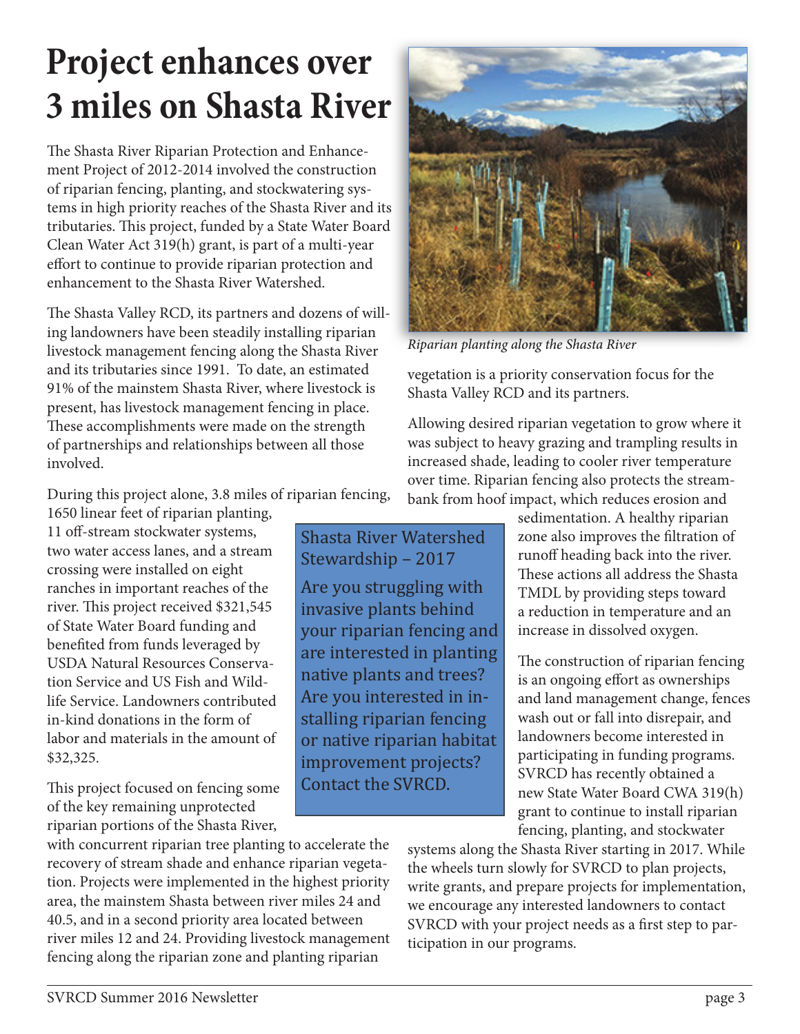# Project enhances over 3 miles on Shasta River

The Shasta River Riparian Protection and Enhancement Project of 2012-2014 involved the construction of riparian fencing, planting, and stockwatering systems in high priority reaches of the Shasta River and its tributaries. This project, funded by a State Water Board Clean Water Act 319(h) grant, is part of a multi-year effort to continue to provide riparian protection and enhancement to the Shasta River Watershed.

The Shasta Valley RCD, its partners and dozens of willing landowners have been steadily installing riparian livestock management fencing along the Shasta River and its tributaries since 1991. To date, an estimated 91% of the mainstem Shasta River, where livestock is present, has livestock management fencing in place. These accomplishments were made on the strength of partnerships and relationships between all those involved.

During this project alone, 3.8 miles of riparian fencing, 1650 linear feet of riparian planting, 11 off-stream stockwater systems, two water access lanes, and a stream crossing were installed on eight ranches in important reaches of the river. This project received $321,545 of State Water Board funding and benefited from funds leveraged by USDA Natural Resources Conservation Service and US Fish and Wildlife Service. Landowners contributed in-kind donations in the form of labor and materials in the amount of $32,325.

This project focused on fencing some of the key remaining unprotected riparian portions of the Shasta River, with concurrent riparian tree planting to accelerate the recovery of stream shade and enhance riparian vegetation. Projects were implemented in the highest priority area, the mainstem Shasta between river miles 24 and 40.5, and in a second priority area located between river miles 12 and 24. Providing livestock management fencing along the riparian zone and planting riparian vegetation is a priority conservation focus for the Shasta Valley RCD and its partners.

*Riparian planting along the Shasta River*

Allowing desired riparian vegetation to grow where it was subject to heavy grazing and trampling results in increased shade, leading to cooler river temperature over time. Riparian fencing also protects the streambank from hoof impact, which reduces erosion and sedimentation. A healthy riparian zone also improves the filtration of runoff heading back into the river. These actions all address the Shasta TMDL by providing steps toward a reduction in temperature and an increase in dissolved oxygen.

The construction of riparian fencing is an ongoing effort as ownerships and land management change, fences wash out or fall into disrepair, and landowners become interested in participating in funding programs. SVRCD has recently obtained a new State Water Board CWA 319(h) grant to continue to install riparian fencing, planting, and stockwater systems along the Shasta River starting in 2017. While the wheels turn slowly for SVRCD to plan projects, write grants, and prepare projects for implementation, we encourage any interested landowners to contact SVRCD with your project needs as a first step to participation in our programs.

> **Shasta River Watershed Stewardship – 2017**
>
> Are you struggling with invasive plants behind your riparian fencing and are interested in planting native plants and trees? Are you interested in installing riparian fencing or native riparian habitat improvement projects? Contact the SVRCD.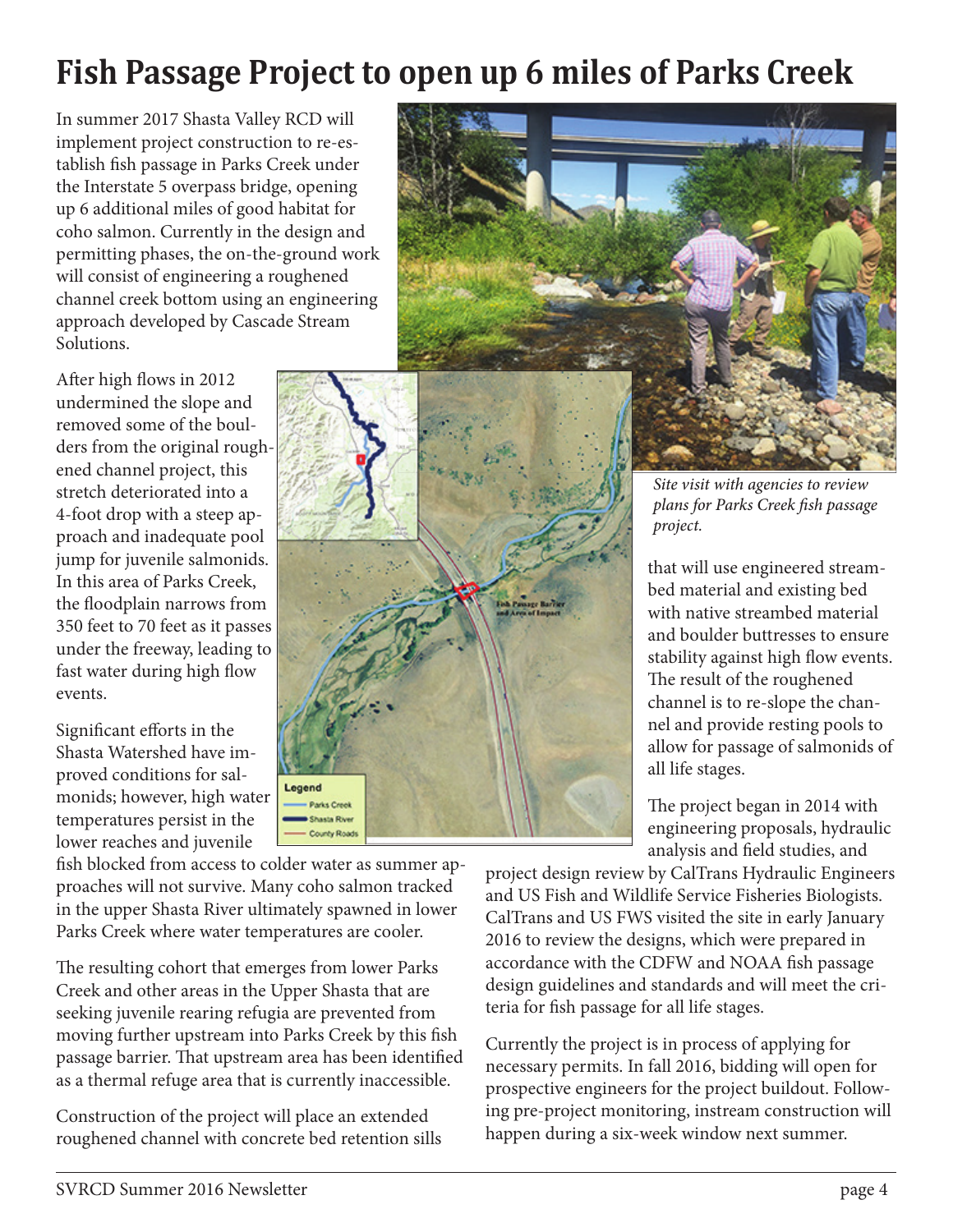# Fish Passage Project to open up 6 miles of Parks Creek

In summer 2017 Shasta Valley RCD will implement project construction to re-establish fish passage in Parks Creek under the Interstate 5 overpass bridge, opening up 6 additional miles of good habitat for coho salmon. Currently in the design and permitting phases, the on-the-ground work will consist of engineering a roughened channel creek bottom using an engineering approach developed by Cascade Stream Solutions.

After high flows in 2012 undermined the slope and removed some of the boulders from the original roughened channel project, this stretch deteriorated into a 4-foot drop with a steep approach and inadequate pool jump for juvenile salmonids. In this area of Parks Creek, the floodplain narrows from 350 feet to 70 feet as it passes under the freeway, leading to fast water during high flow events.

Significant efforts in the Shasta Watershed have improved conditions for salmonids; however, high water temperatures persist in the lower reaches and juvenile fish blocked from access to colder water as summer approaches will not survive. Many coho salmon tracked in the upper Shasta River ultimately spawned in lower Parks Creek where water temperatures are cooler.

The resulting cohort that emerges from lower Parks Creek and other areas in the Upper Shasta that are seeking juvenile rearing refugia are prevented from moving further upstream into Parks Creek by this fish passage barrier. That upstream area has been identified as a thermal refuge area that is currently inaccessible.

Construction of the project will place an extended roughened channel with concrete bed retention sills that will use engineered streambed material and existing bed with native streambed material and boulder buttresses to ensure stability against high flow events. The result of the roughened channel is to re-slope the channel and provide resting pools to allow for passage of salmonids of all life stages.

The project began in 2014 with engineering proposals, hydraulic analysis and field studies, and project design review by CalTrans Hydraulic Engineers and US Fish and Wildlife Service Fisheries Biologists. CalTrans and US FWS visited the site in early January 2016 to review the designs, which were prepared in accordance with the CDFW and NOAA fish passage design guidelines and standards and will meet the criteria for fish passage for all life stages.

Currently the project is in process of applying for necessary permits. In fall 2016, bidding will open for prospective engineers for the project buildout. Following pre-project monitoring, instream construction will happen during a six-week window next summer.

*Site visit with agencies to review plans for Parks Creek fish passage project.*

Legend: Parks Creek; Shasta River; County Roads

Fish Passage Barrier and Area of Impact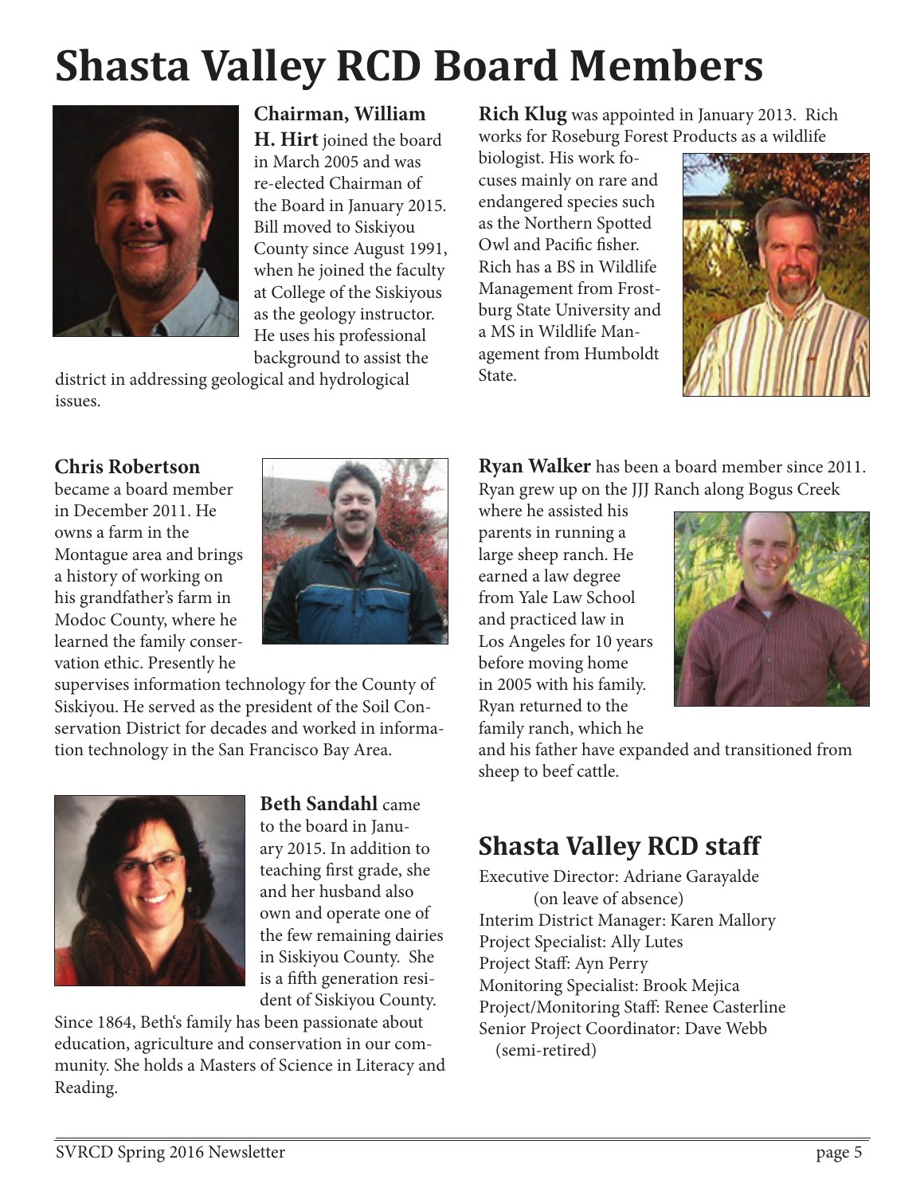# Shasta Valley RCD Board Members

**Chairman, William H. Hirt** joined the board in March 2005 and was re-elected Chairman of the Board in January 2015. Bill moved to Siskiyou County since August 1991, when he joined the faculty at College of the Siskiyous as the geology instructor. He uses his professional background to assist the district in addressing geological and hydrological issues.

**Rich Klug** was appointed in January 2013. Rich works for Roseburg Forest Products as a wildlife biologist. His work focuses mainly on rare and endangered species such as the Northern Spotted Owl and Pacific fisher. Rich has a BS in Wildlife Management from Frostburg State University and a MS in Wildlife Management from Humboldt State.

**Chris Robertson** became a board member in December 2011. He owns a farm in the Montague area and brings a history of working on his grandfather's farm in Modoc County, where he learned the family conservation ethic. Presently he supervises information technology for the County of Siskiyou. He served as the president of the Soil Conservation District for decades and worked in information technology in the San Francisco Bay Area.

**Ryan Walker** has been a board member since 2011. Ryan grew up on the JJJ Ranch along Bogus Creek where he assisted his parents in running a large sheep ranch. He earned a law degree from Yale Law School and practiced law in Los Angeles for 10 years before moving home in 2005 with his family. Ryan returned to the family ranch, which he and his father have expanded and transitioned from sheep to beef cattle.

**Beth Sandahl** came to the board in January 2015. In addition to teaching first grade, she and her husband also own and operate one of the few remaining dairies in Siskiyou County. She is a fifth generation resident of Siskiyou County. Since 1864, Beth's family has been passionate about education, agriculture and conservation in our community. She holds a Masters of Science in Literacy and Reading.

## Shasta Valley RCD staff

Executive Director: Adriane Garayalde (on leave of absence)
Interim District Manager: Karen Mallory
Project Specialist: Ally Lutes
Project Staff: Ayn Perry
Monitoring Specialist: Brook Mejica
Project/Monitoring Staff: Renee Casterline
Senior Project Coordinator: Dave Webb (semi-retired)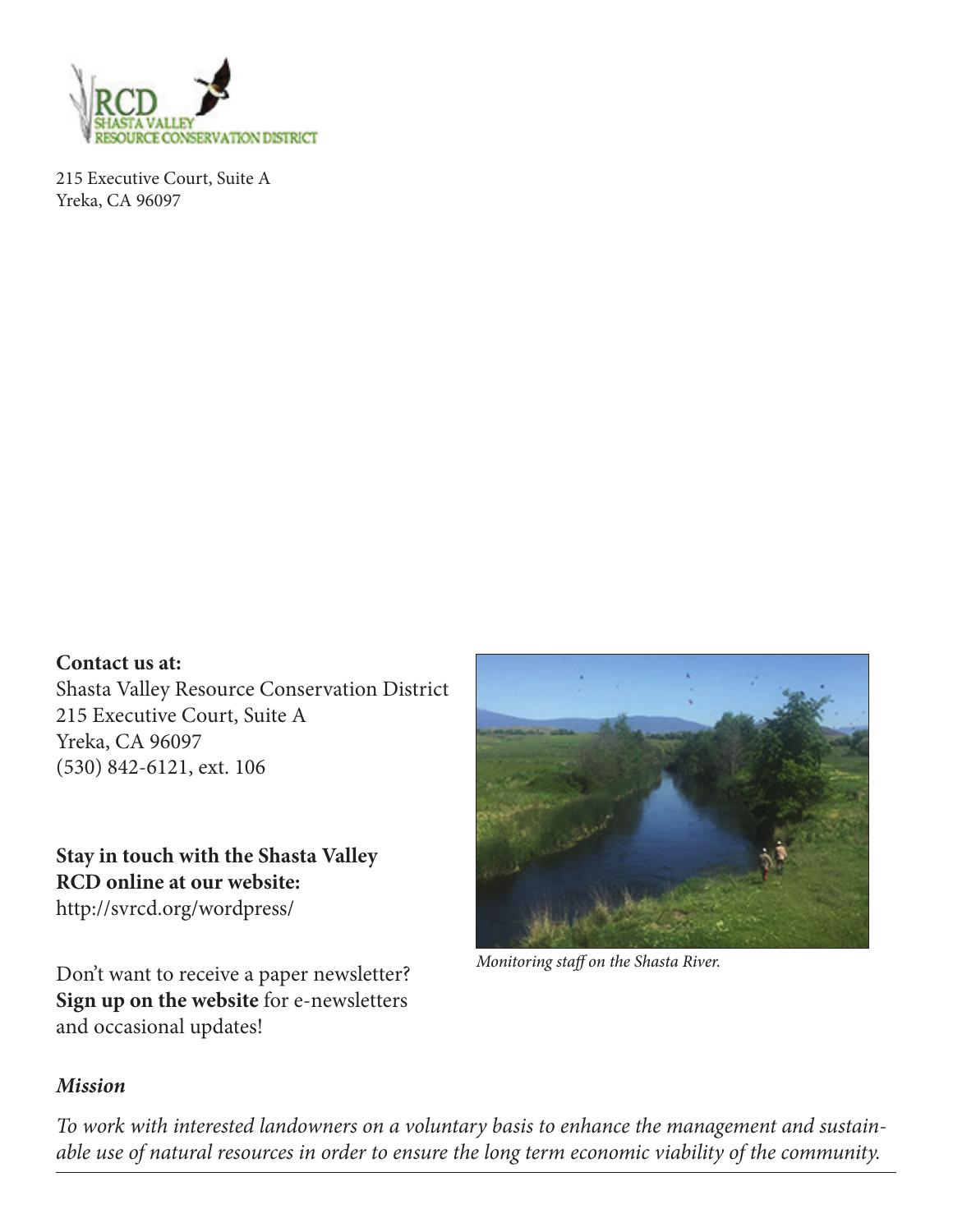RCD
SHASTA VALLEY
RESOURCE CONSERVATION DISTRICT

215 Executive Court, Suite A
Yreka, CA 96097

**Contact us at:**
Shasta Valley Resource Conservation District
215 Executive Court, Suite A
Yreka, CA 96097
(530) 842-6121, ext. 106

**Stay in touch with the Shasta Valley RCD online at our website:**
http://svrcd.org/wordpress/

Don't want to receive a paper newsletter? **Sign up on the website** for e-newsletters and occasional updates!

*Monitoring staff on the Shasta River.*

***Mission***

*To work with interested landowners on a voluntary basis to enhance the management and sustainable use of natural resources in order to ensure the long term economic viability of the community.*